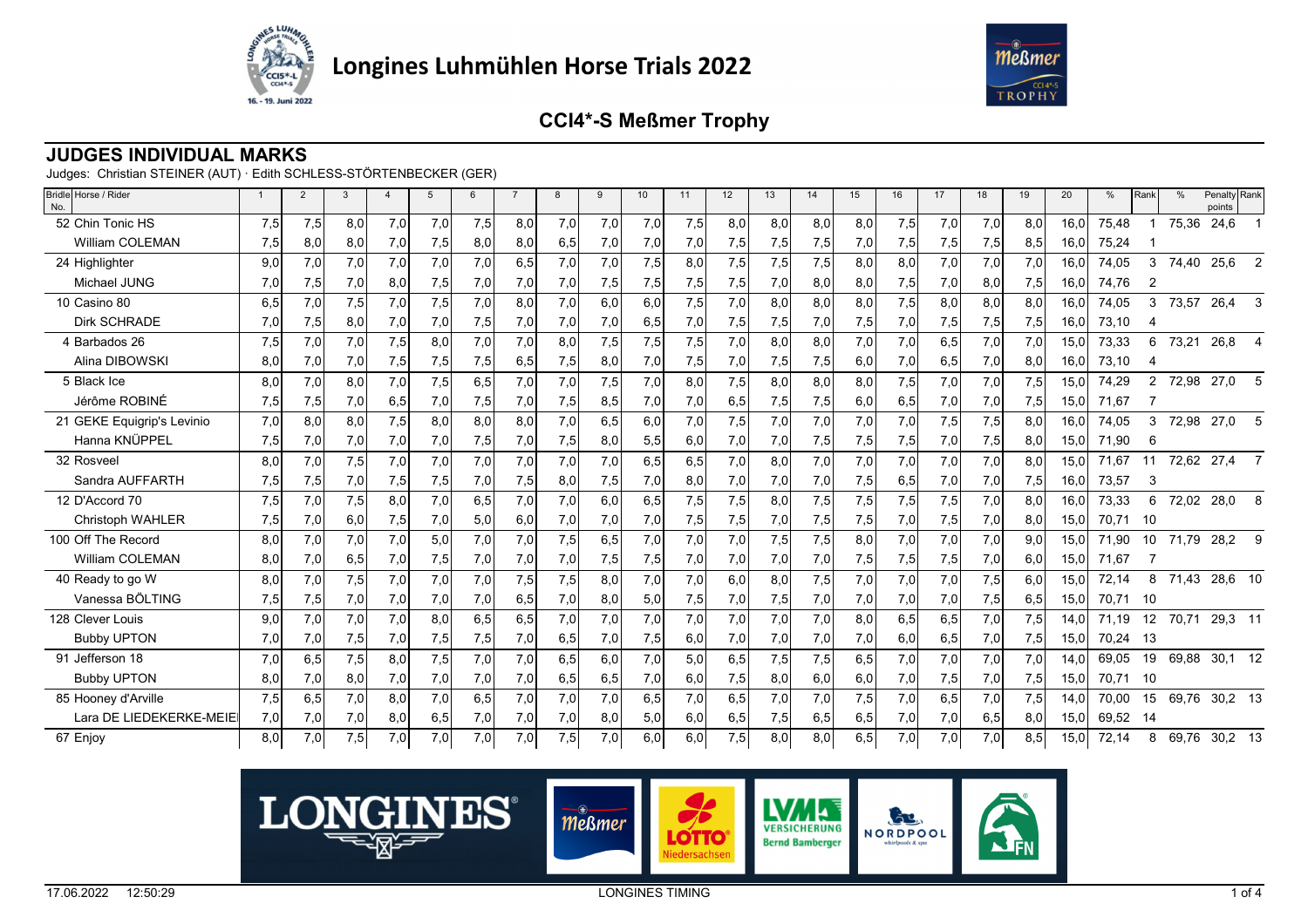# Longines Luhmühlen Horse Trials 2022

## CCI4*-S Meßmer Trophy

### JUDGES INDIVIDUAL MARKS

Judges: Christian STEINER (AUT) · Edith SCHLESS-STÖRTENBECKER (GER)

| Bridle No. | Horse / Rider | 1 | 2 | 3 | 4 | 5 | 6 | 7 | 8 | 9 | 10 | 11 | 12 | 13 | 14 | 15 | 16 | 17 | 18 | 19 | 20 | % | Rank | % | Penalty points | Rank |
|---|---|---|---|---|---|---|---|---|---|---|---|---|---|---|---|---|---|---|---|---|---|---|---|---|---|---|
| 52 | Chin Tonic HS | 7,5 | 7,5 | 8,0 | 7,0 | 7,0 | 7,5 | 8,0 | 7,0 | 7,0 | 7,0 | 7,5 | 8,0 | 8,0 | 8,0 | 8,0 | 7,5 | 7,0 | 7,0 | 8,0 | 16,0 | 75,48 | 1 | 75,36 | 24,6 | 1 |
| | William COLEMAN | 7,5 | 8,0 | 8,0 | 7,0 | 7,5 | 8,0 | 8,0 | 6,5 | 7,0 | 7,0 | 7,0 | 7,5 | 7,5 | 7,5 | 7,0 | 7,5 | 7,5 | 7,5 | 8,5 | 16,0 | 75,24 | 1 | | | |
| 24 | Highlighter | 9,0 | 7,0 | 7,0 | 7,0 | 7,0 | 7,0 | 6,5 | 7,0 | 7,0 | 7,5 | 8,0 | 7,5 | 7,5 | 7,5 | 8,0 | 8,0 | 7,0 | 7,0 | 7,0 | 16,0 | 74,05 | 3 | 74,40 | 25,6 | 2 |
| | Michael JUNG | 7,0 | 7,5 | 7,0 | 8,0 | 7,5 | 7,0 | 7,0 | 7,0 | 7,5 | 7,5 | 7,5 | 7,5 | 7,0 | 8,0 | 8,0 | 7,5 | 7,0 | 8,0 | 7,5 | 16,0 | 74,76 | 2 | | | |
| 10 | Casino 80 | 6,5 | 7,0 | 7,5 | 7,0 | 7,5 | 7,0 | 8,0 | 7,0 | 6,0 | 6,0 | 7,5 | 7,0 | 8,0 | 8,0 | 8,0 | 7,5 | 8,0 | 8,0 | 8,0 | 16,0 | 74,05 | 3 | 73,57 | 26,4 | 3 |
| | Dirk SCHRADE | 7,0 | 7,5 | 8,0 | 7,0 | 7,0 | 7,5 | 7,0 | 7,0 | 7,0 | 6,5 | 7,0 | 7,5 | 7,5 | 7,0 | 7,5 | 7,0 | 7,5 | 7,5 | 7,5 | 16,0 | 73,10 | 4 | | | |
| 4 | Barbados 26 | 7,5 | 7,0 | 7,0 | 7,5 | 8,0 | 7,0 | 7,0 | 8,0 | 7,5 | 7,5 | 7,5 | 7,0 | 8,0 | 8,0 | 7,0 | 7,0 | 6,5 | 7,0 | 7,0 | 15,0 | 73,33 | 6 | 73,21 | 26,8 | 4 |
| | Alina DIBOWSKI | 8,0 | 7,0 | 7,0 | 7,5 | 7,5 | 7,5 | 6,5 | 7,5 | 8,0 | 7,0 | 7,5 | 7,0 | 7,5 | 7,5 | 6,0 | 7,0 | 6,5 | 7,0 | 8,0 | 16,0 | 73,10 | 4 | | | |
| 5 | Black Ice | 8,0 | 7,0 | 8,0 | 7,0 | 7,5 | 6,5 | 7,0 | 7,0 | 7,5 | 7,0 | 8,0 | 7,5 | 8,0 | 8,0 | 8,0 | 7,5 | 7,0 | 7,0 | 7,5 | 15,0 | 74,29 | 2 | 72,98 | 27,0 | 5 |
| | Jérôme ROBINÉ | 7,5 | 7,5 | 7,0 | 6,5 | 7,0 | 7,5 | 7,0 | 7,5 | 8,5 | 7,0 | 7,0 | 6,5 | 7,5 | 7,5 | 6,0 | 6,5 | 7,0 | 7,0 | 7,5 | 15,0 | 71,67 | 7 | | | |
| 21 | GEKE Equigrip's Levinio | 7,0 | 8,0 | 8,0 | 7,5 | 8,0 | 8,0 | 8,0 | 7,0 | 6,5 | 6,0 | 7,0 | 7,5 | 7,0 | 7,0 | 7,0 | 7,0 | 7,5 | 7,5 | 8,0 | 16,0 | 74,05 | 3 | 72,98 | 27,0 | 5 |
| | Hanna KNÜPPEL | 7,5 | 7,0 | 7,0 | 7,0 | 7,0 | 7,5 | 7,0 | 7,5 | 8,0 | 5,5 | 6,0 | 7,0 | 7,0 | 7,5 | 7,5 | 7,5 | 7,0 | 7,5 | 8,0 | 15,0 | 71,90 | 6 | | | |
| 32 | Rosveel | 8,0 | 7,0 | 7,5 | 7,0 | 7,0 | 7,0 | 7,0 | 7,0 | 7,0 | 6,5 | 6,5 | 7,0 | 8,0 | 7,0 | 7,0 | 7,0 | 7,0 | 7,0 | 8,0 | 15,0 | 71,67 | 11 | 72,62 | 27,4 | 7 |
| | Sandra AUFFARTH | 7,5 | 7,5 | 7,0 | 7,5 | 7,5 | 7,0 | 7,5 | 8,0 | 7,5 | 7,0 | 8,0 | 7,0 | 7,0 | 7,0 | 7,5 | 6,5 | 7,0 | 7,0 | 7,5 | 16,0 | 73,57 | 3 | | | |
| 12 | D'Accord 70 | 7,5 | 7,0 | 7,5 | 8,0 | 7,0 | 6,5 | 7,0 | 7,0 | 6,0 | 6,5 | 7,5 | 7,5 | 8,0 | 7,5 | 7,5 | 7,5 | 7,5 | 7,0 | 8,0 | 16,0 | 73,33 | 6 | 72,02 | 28,0 | 8 |
| | Christoph WAHLER | 7,5 | 7,0 | 6,0 | 7,5 | 7,0 | 5,0 | 6,0 | 7,0 | 7,0 | 7,0 | 7,5 | 7,5 | 7,0 | 7,5 | 7,5 | 7,0 | 7,5 | 7,0 | 8,0 | 15,0 | 70,71 | 10 | | | |
| 100 | Off The Record | 8,0 | 7,0 | 7,0 | 7,0 | 5,0 | 7,0 | 7,0 | 7,5 | 6,5 | 7,0 | 7,0 | 7,0 | 7,5 | 7,5 | 8,0 | 7,0 | 7,0 | 7,0 | 9,0 | 15,0 | 71,90 | 10 | 71,79 | 28,2 | 9 |
| | William COLEMAN | 8,0 | 7,0 | 6,5 | 7,0 | 7,5 | 7,0 | 7,0 | 7,0 | 7,5 | 7,5 | 7,0 | 7,0 | 7,0 | 7,0 | 7,5 | 7,5 | 7,5 | 7,0 | 6,0 | 15,0 | 71,67 | 7 | | | |
| 40 | Ready to go W | 8,0 | 7,0 | 7,5 | 7,0 | 7,0 | 7,0 | 7,5 | 7,5 | 8,0 | 7,0 | 7,0 | 6,0 | 8,0 | 7,5 | 7,0 | 7,0 | 7,0 | 7,5 | 6,0 | 15,0 | 72,14 | 8 | 71,43 | 28,6 | 10 |
| | Vanessa BÖLTING | 7,5 | 7,5 | 7,0 | 7,0 | 7,0 | 7,0 | 6,5 | 7,0 | 8,0 | 5,0 | 7,5 | 7,0 | 7,5 | 7,0 | 7,0 | 7,0 | 7,0 | 7,5 | 6,5 | 15,0 | 70,71 | 10 | | | |
| 128 | Clever Louis | 9,0 | 7,0 | 7,0 | 7,0 | 8,0 | 6,5 | 6,5 | 7,0 | 7,0 | 7,0 | 7,0 | 7,0 | 7,0 | 7,0 | 8,0 | 6,5 | 6,5 | 7,0 | 7,5 | 14,0 | 71,19 | 12 | 70,71 | 29,3 | 11 |
| | Bubby UPTON | 7,0 | 7,0 | 7,5 | 7,0 | 7,5 | 7,5 | 7,0 | 6,5 | 7,0 | 7,5 | 6,0 | 7,0 | 7,0 | 7,0 | 7,0 | 6,0 | 6,5 | 7,0 | 7,5 | 15,0 | 70,24 | 13 | | | |
| 91 | Jefferson 18 | 7,0 | 6,5 | 7,5 | 8,0 | 7,5 | 7,0 | 7,0 | 6,5 | 6,0 | 7,0 | 5,0 | 6,5 | 7,5 | 7,5 | 6,5 | 7,0 | 7,0 | 7,0 | 7,0 | 14,0 | 69,05 | 19 | 69,88 | 30,1 | 12 |
| | Bubby UPTON | 8,0 | 7,0 | 8,0 | 7,0 | 7,0 | 7,0 | 7,0 | 6,5 | 6,5 | 7,0 | 6,0 | 7,5 | 8,0 | 6,0 | 6,0 | 7,0 | 7,5 | 7,0 | 7,5 | 15,0 | 70,71 | 10 | | | |
| 85 | Hooney d'Arville | 7,5 | 6,5 | 7,0 | 8,0 | 7,0 | 6,5 | 7,0 | 7,0 | 7,0 | 6,5 | 7,0 | 6,5 | 7,0 | 7,0 | 7,5 | 7,0 | 6,5 | 7,0 | 7,5 | 14,0 | 70,00 | 15 | 69,76 | 30,2 | 13 |
| | Lara DE LIEDEKERKE-MEIE | 7,0 | 7,0 | 7,0 | 8,0 | 6,5 | 7,0 | 7,0 | 7,0 | 8,0 | 5,0 | 6,0 | 6,5 | 7,5 | 6,5 | 6,5 | 7,0 | 7,0 | 6,5 | 8,0 | 15,0 | 69,52 | 14 | | | |
| 67 | Enjoy | 8,0 | 7,0 | 7,5 | 7,0 | 7,0 | 7,0 | 7,0 | 7,5 | 7,0 | 6,0 | 6,0 | 7,5 | 8,0 | 8,0 | 6,5 | 7,0 | 7,0 | 7,0 | 8,5 | 15,0 | 72,14 | 8 | 69,76 | 30,2 | 13 |

17.06.2022 12:50:29 LONGINES TIMING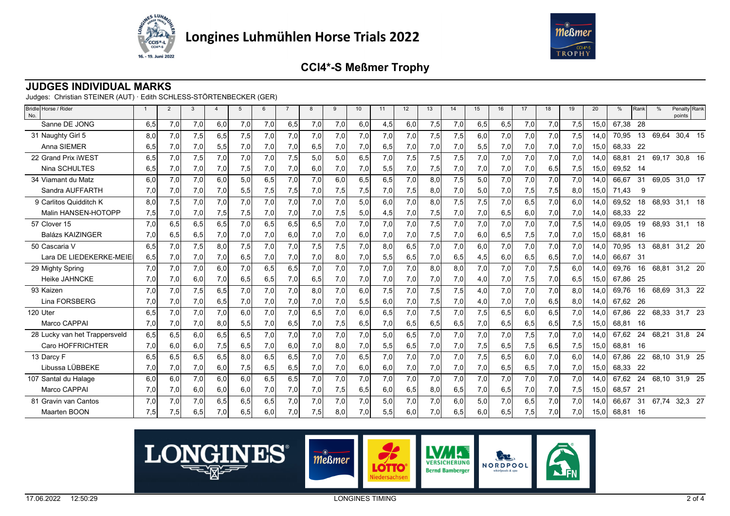# Longines Luhmühlen Horse Trials 2022

## CCI4*-S Meßmer Trophy

### JUDGES INDIVIDUAL MARKS

Judges: Christian STEINER (AUT) · Edith SCHLESS-STÖRTENBECKER (GER)

| Bridle No. Horse / Rider | 1 | 2 | 3 | 4 | 5 | 6 | 7 | 8 | 9 | 10 | 11 | 12 | 13 | 14 | 15 | 16 | 17 | 18 | 19 | 20 | % | Rank | % | Penalty points | Rank |
|---|---|---|---|---|---|---|---|---|---|---|---|---|---|---|---|---|---|---|---|---|---|---|---|---|---|
| Sanne DE JONG | 6,5 | 7,0 | 7,0 | 6,0 | 7,0 | 7,0 | 6,5 | 7,0 | 7,0 | 6,0 | 4,5 | 6,0 | 7,5 | 7,0 | 6,5 | 6,5 | 7,0 | 7,0 | 7,5 | 15,0 | 67,38 | 28 | | | |
| 31 Naughty Girl 5 | 8,0 | 7,0 | 7,5 | 6,5 | 7,5 | 7,0 | 7,0 | 7,0 | 7,0 | 7,0 | 7,0 | 7,0 | 7,5 | 7,5 | 6,0 | 7,0 | 7,0 | 7,0 | 7,5 | 14,0 | 70,95 | 13 | 69,64 | 30,4 | 15 |
| Anna SIEMER | 6,5 | 7,0 | 7,0 | 5,5 | 7,0 | 7,0 | 7,0 | 6,5 | 7,0 | 7,0 | 6,5 | 7,0 | 7,0 | 7,0 | 5,5 | 7,0 | 7,0 | 7,0 | 7,0 | 15,0 | 68,33 | 22 | | | |
| 22 Grand Prix iWEST | 6,5 | 7,0 | 7,5 | 7,0 | 7,0 | 7,0 | 7,5 | 5,0 | 5,0 | 6,5 | 7,0 | 7,5 | 7,5 | 7,5 | 7,0 | 7,0 | 7,0 | 7,0 | 7,0 | 14,0 | 68,81 | 21 | 69,17 | 30,8 | 16 |
| Nina SCHULTES | 6,5 | 7,0 | 7,0 | 7,0 | 7,5 | 7,0 | 7,0 | 6,0 | 7,0 | 7,0 | 5,5 | 7,0 | 7,5 | 7,0 | 7,0 | 7,0 | 7,0 | 6,5 | 7,5 | 15,0 | 69,52 | 14 | | | |
| 34 Viamant du Matz | 6,0 | 7,0 | 7,0 | 6,0 | 5,0 | 6,5 | 7,0 | 7,0 | 6,0 | 6,5 | 6,5 | 7,0 | 8,0 | 7,5 | 5,0 | 7,0 | 7,0 | 7,0 | 7,0 | 14,0 | 66,67 | 31 | 69,05 | 31,0 | 17 |
| Sandra AUFFARTH | 7,0 | 7,0 | 7,0 | 7,0 | 5,5 | 7,5 | 7,5 | 7,0 | 7,5 | 7,5 | 7,0 | 7,5 | 8,0 | 7,0 | 5,0 | 7,0 | 7,5 | 7,5 | 8,0 | 15,0 | 71,43 | 9 | | | |
| 9 Carlitos Quidditch K | 8,0 | 7,5 | 7,0 | 7,0 | 7,0 | 7,0 | 7,0 | 7,0 | 7,0 | 5,0 | 6,0 | 7,0 | 8,0 | 7,5 | 7,5 | 7,0 | 6,5 | 7,0 | 6,0 | 14,0 | 69,52 | 18 | 68,93 | 31,1 | 18 |
| Malin HANSEN-HOTOPP | 7,5 | 7,0 | 7,0 | 7,5 | 7,5 | 7,0 | 7,0 | 7,0 | 7,5 | 5,0 | 4,5 | 7,0 | 7,5 | 7,0 | 7,0 | 6,5 | 6,0 | 7,0 | 7,0 | 14,0 | 68,33 | 22 | | | |
| 57 Clover 15 | 7,0 | 6,5 | 6,5 | 6,5 | 7,0 | 6,5 | 6,5 | 6,5 | 7,0 | 7,0 | 7,0 | 7,0 | 7,5 | 7,0 | 7,0 | 7,0 | 7,0 | 7,0 | 7,5 | 14,0 | 69,05 | 19 | 68,93 | 31,1 | 18 |
| Balázs KAIZINGER | 7,0 | 6,5 | 6,5 | 7,0 | 7,0 | 7,0 | 6,0 | 7,0 | 7,0 | 6,0 | 7,0 | 7,0 | 7,5 | 7,0 | 6,0 | 6,5 | 7,5 | 7,0 | 7,0 | 15,0 | 68,81 | 16 | | | |
| 50 Cascaria V | 6,5 | 7,0 | 7,5 | 8,0 | 7,5 | 7,0 | 7,0 | 7,5 | 7,5 | 7,0 | 8,0 | 6,5 | 7,0 | 7,0 | 6,0 | 7,0 | 7,0 | 7,0 | 7,0 | 14,0 | 70,95 | 13 | 68,81 | 31,2 | 20 |
| Lara DE LIEDEKERKE-MEIE | 6,5 | 7,0 | 7,0 | 7,0 | 6,5 | 7,0 | 7,0 | 7,0 | 8,0 | 7,0 | 5,5 | 6,5 | 7,0 | 6,5 | 4,5 | 6,0 | 6,5 | 6,5 | 7,0 | 14,0 | 66,67 | 31 | | | |
| 29 Mighty Spring | 7,0 | 7,0 | 7,0 | 6,0 | 7,0 | 6,5 | 6,5 | 7,0 | 7,0 | 7,0 | 7,0 | 7,0 | 8,0 | 8,0 | 7,0 | 7,0 | 7,0 | 7,5 | 6,0 | 14,0 | 69,76 | 16 | 68,81 | 31,2 | 20 |
| Heike JAHNCKE | 7,0 | 7,0 | 6,0 | 7,0 | 6,5 | 6,5 | 7,0 | 6,5 | 7,0 | 7,0 | 7,0 | 7,0 | 7,0 | 7,0 | 4,0 | 7,0 | 7,5 | 7,0 | 6,5 | 15,0 | 67,86 | 25 | | | |
| 93 Kaizen | 7,0 | 7,0 | 7,5 | 6,5 | 7,0 | 7,0 | 7,0 | 8,0 | 7,0 | 6,0 | 7,5 | 7,0 | 7,5 | 7,5 | 4,0 | 7,0 | 7,0 | 7,0 | 8,0 | 14,0 | 69,76 | 16 | 68,69 | 31,3 | 22 |
| Lina FORSBERG | 7,0 | 7,0 | 7,0 | 6,5 | 7,0 | 7,0 | 7,0 | 7,0 | 7,0 | 5,5 | 6,0 | 7,0 | 7,5 | 7,0 | 4,0 | 7,0 | 7,0 | 6,5 | 8,0 | 14,0 | 67,62 | 26 | | | |
| 120 Uter | 6,5 | 7,0 | 7,0 | 7,0 | 6,0 | 7,0 | 7,0 | 6,5 | 7,0 | 6,0 | 6,5 | 7,0 | 7,5 | 7,0 | 7,5 | 6,5 | 6,0 | 6,5 | 7,0 | 14,0 | 67,86 | 22 | 68,33 | 31,7 | 23 |
| Marco CAPPAI | 7,0 | 7,0 | 7,0 | 8,0 | 5,5 | 7,0 | 6,5 | 7,0 | 7,5 | 6,5 | 7,0 | 6,5 | 6,5 | 6,5 | 7,0 | 6,5 | 6,5 | 6,5 | 7,5 | 15,0 | 68,81 | 16 | | | |
| 28 Lucky van het Trappersveld | 6,5 | 6,5 | 6,0 | 6,5 | 6,5 | 7,0 | 7,0 | 7,0 | 7,0 | 7,0 | 5,0 | 6,5 | 7,0 | 7,0 | 7,0 | 7,0 | 7,5 | 7,0 | 7,0 | 14,0 | 67,62 | 24 | 68,21 | 31,8 | 24 |
| Caro HOFFRICHTER | 7,0 | 6,0 | 6,0 | 7,5 | 6,5 | 7,0 | 6,0 | 7,0 | 8,0 | 7,0 | 5,5 | 6,5 | 7,0 | 7,0 | 7,5 | 6,5 | 7,5 | 6,5 | 7,5 | 15,0 | 68,81 | 16 | | | |
| 13 Darcy F | 6,5 | 6,5 | 6,5 | 6,5 | 8,0 | 6,5 | 6,5 | 7,0 | 7,0 | 6,5 | 7,0 | 7,0 | 7,0 | 7,0 | 7,5 | 6,5 | 6,0 | 7,0 | 6,0 | 14,0 | 67,86 | 22 | 68,10 | 31,9 | 25 |
| Libussa LÜBBEKE | 7,0 | 7,0 | 7,0 | 6,0 | 7,5 | 6,5 | 6,5 | 7,0 | 7,0 | 6,0 | 6,0 | 7,0 | 7,0 | 7,0 | 7,0 | 6,5 | 6,5 | 7,0 | 7,0 | 15,0 | 68,33 | 22 | | | |
| 107 Santal du Halage | 6,0 | 6,0 | 7,0 | 6,0 | 6,0 | 6,5 | 6,5 | 7,0 | 7,0 | 7,0 | 7,0 | 7,0 | 7,0 | 7,0 | 7,0 | 7,0 | 7,0 | 7,0 | 7,0 | 14,0 | 67,62 | 24 | 68,10 | 31,9 | 25 |
| Marco CAPPAI | 7,0 | 7,0 | 6,0 | 6,0 | 6,0 | 7,0 | 7,0 | 7,0 | 7,5 | 6,5 | 6,0 | 6,5 | 8,0 | 6,5 | 7,0 | 6,5 | 7,0 | 7,0 | 7,5 | 15,0 | 68,57 | 21 | | | |
| 81 Gravin van Cantos | 7,0 | 7,0 | 7,0 | 6,5 | 6,5 | 6,5 | 7,0 | 7,0 | 7,0 | 7,0 | 5,0 | 7,0 | 7,0 | 6,0 | 5,0 | 7,0 | 6,5 | 7,0 | 7,0 | 14,0 | 66,67 | 31 | 67,74 | 32,3 | 27 |
| Maarten BOON | 7,5 | 7,5 | 6,5 | 7,0 | 6,5 | 6,0 | 7,0 | 7,5 | 8,0 | 7,0 | 5,5 | 6,0 | 7,0 | 6,5 | 6,0 | 6,5 | 7,5 | 7,0 | 7,0 | 15,0 | 68,81 | 16 | | | |

17.06.2022 12:50:29 LONGINES TIMING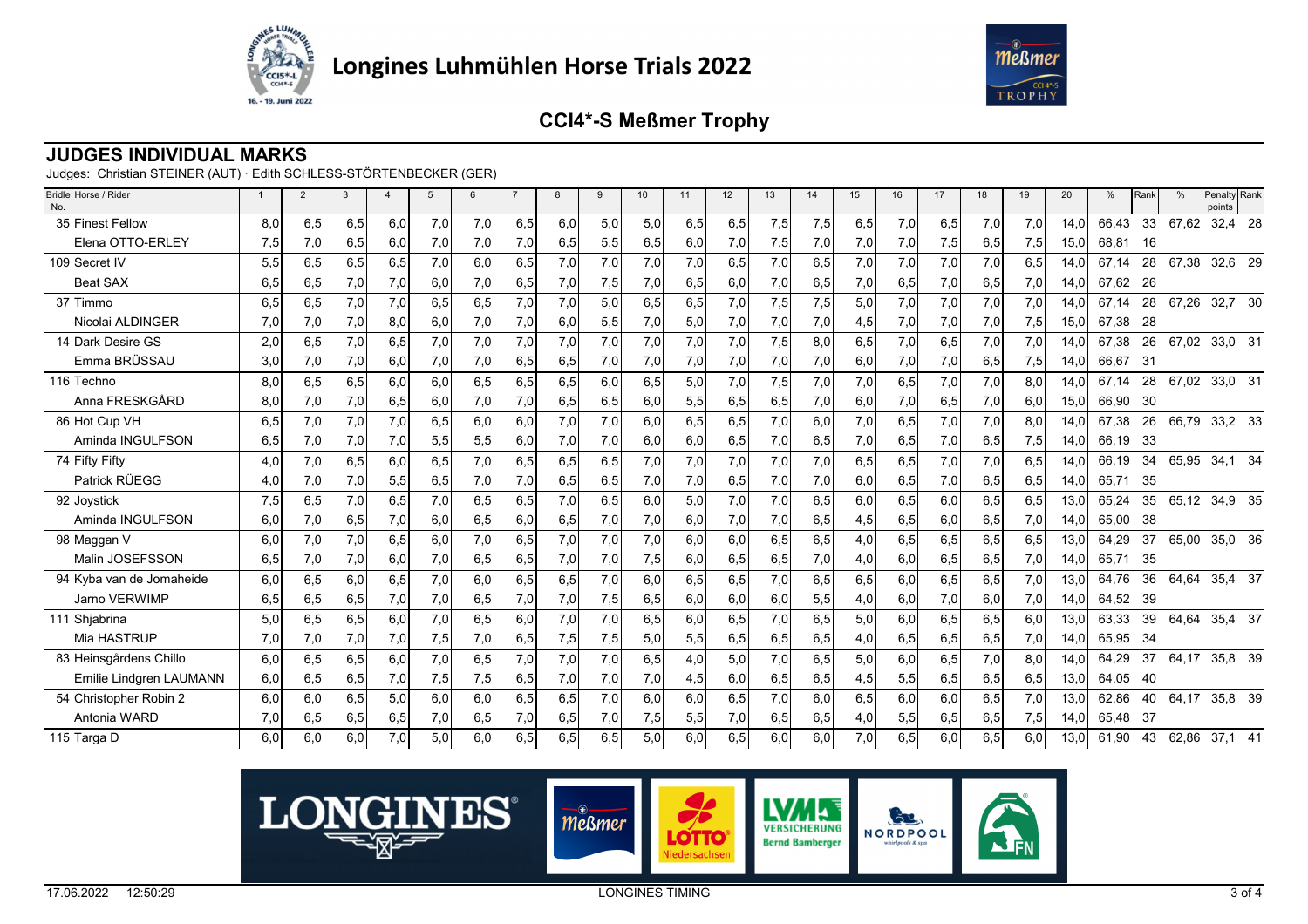# Longines Luhmühlen Horse Trials 2022

## CCI4*-S Meßmer Trophy

### JUDGES INDIVIDUAL MARKS

Judges: Christian STEINER (AUT) · Edith SCHLESS-STÖRTENBECKER (GER)

| Bridle No. | Horse / Rider | 1 | 2 | 3 | 4 | 5 | 6 | 7 | 8 | 9 | 10 | 11 | 12 | 13 | 14 | 15 | 16 | 17 | 18 | 19 | 20 | % | Rank | % | Penalty points | Rank |
|---|---|---|---|---|---|---|---|---|---|---|---|---|---|---|---|---|---|---|---|---|---|---|---|---|---|---|
| 35 | Finest Fellow | 8,0 | 6,5 | 6,5 | 6,0 | 7,0 | 7,0 | 6,5 | 6,0 | 5,0 | 5,0 | 6,5 | 6,5 | 7,5 | 7,5 | 6,5 | 7,0 | 6,5 | 7,0 | 7,0 | 14,0 | 66,43 | 33 | 67,62 | 32,4 | 28 |
| | Elena OTTO-ERLEY | 7,5 | 7,0 | 6,5 | 6,0 | 7,0 | 7,0 | 7,0 | 6,5 | 5,5 | 6,5 | 6,0 | 7,0 | 7,5 | 7,0 | 7,0 | 7,0 | 7,5 | 6,5 | 7,5 | 15,0 | 68,81 | 16 | | | |
| 109 | Secret IV | 5,5 | 6,5 | 6,5 | 6,5 | 7,0 | 6,0 | 6,5 | 7,0 | 7,0 | 7,0 | 7,0 | 6,5 | 7,0 | 6,5 | 7,0 | 7,0 | 7,0 | 7,0 | 6,5 | 14,0 | 67,14 | 28 | 67,38 | 32,6 | 29 |
| | Beat SAX | 6,5 | 6,5 | 7,0 | 7,0 | 6,0 | 7,0 | 6,5 | 7,0 | 7,5 | 7,0 | 6,5 | 6,0 | 7,0 | 6,5 | 7,0 | 6,5 | 7,0 | 6,5 | 7,0 | 14,0 | 67,62 | 26 | | | |
| 37 | Timmo | 6,5 | 6,5 | 7,0 | 7,0 | 6,5 | 6,5 | 7,0 | 7,0 | 5,0 | 6,5 | 6,5 | 7,0 | 7,5 | 7,5 | 5,0 | 7,0 | 7,0 | 7,0 | 7,0 | 14,0 | 67,14 | 28 | 67,26 | 32,7 | 30 |
| | Nicolai ALDINGER | 7,0 | 7,0 | 7,0 | 8,0 | 6,0 | 7,0 | 7,0 | 6,0 | 5,5 | 7,0 | 5,0 | 7,0 | 7,0 | 7,0 | 4,5 | 7,0 | 7,0 | 7,0 | 7,5 | 15,0 | 67,38 | 28 | | | |
| 14 | Dark Desire GS | 2,0 | 6,5 | 7,0 | 6,5 | 7,0 | 7,0 | 7,0 | 7,0 | 7,0 | 7,0 | 7,0 | 7,0 | 7,5 | 8,0 | 6,5 | 7,0 | 6,5 | 7,0 | 7,0 | 14,0 | 67,38 | 26 | 67,02 | 33,0 | 31 |
| | Emma BRÜSSAU | 3,0 | 7,0 | 7,0 | 6,0 | 7,0 | 7,0 | 6,5 | 6,5 | 7,0 | 7,0 | 7,0 | 7,0 | 7,0 | 7,0 | 6,0 | 7,0 | 7,0 | 6,5 | 7,5 | 14,0 | 66,67 | 31 | | | |
| 116 | Techno | 8,0 | 6,5 | 6,5 | 6,0 | 6,0 | 6,5 | 6,5 | 6,5 | 6,0 | 6,5 | 5,0 | 7,0 | 7,5 | 7,0 | 7,0 | 6,5 | 7,0 | 7,0 | 8,0 | 14,0 | 67,14 | 28 | 67,02 | 33,0 | 31 |
| | Anna FRESKGÅRD | 8,0 | 7,0 | 7,0 | 6,5 | 6,0 | 7,0 | 7,0 | 6,5 | 6,5 | 6,0 | 5,5 | 6,5 | 6,5 | 7,0 | 6,0 | 7,0 | 6,5 | 7,0 | 6,0 | 15,0 | 66,90 | 30 | | | |
| 86 | Hot Cup VH | 6,5 | 7,0 | 7,0 | 7,0 | 6,5 | 6,0 | 6,0 | 7,0 | 7,0 | 6,0 | 6,5 | 6,5 | 7,0 | 6,0 | 7,0 | 6,5 | 7,0 | 7,0 | 8,0 | 14,0 | 67,38 | 26 | 66,79 | 33,2 | 33 |
| | Aminda INGULFSON | 6,5 | 7,0 | 7,0 | 7,0 | 5,5 | 5,5 | 6,0 | 7,0 | 7,0 | 6,0 | 6,0 | 6,5 | 7,0 | 6,5 | 7,0 | 6,5 | 7,0 | 6,5 | 7,5 | 14,0 | 66,19 | 33 | | | |
| 74 | Fifty Fifty | 4,0 | 7,0 | 6,5 | 6,0 | 6,5 | 7,0 | 6,5 | 6,5 | 6,5 | 7,0 | 7,0 | 7,0 | 7,0 | 7,0 | 6,5 | 6,5 | 7,0 | 7,0 | 6,5 | 14,0 | 66,19 | 34 | 65,95 | 34,1 | 34 |
| | Patrick RÜEGG | 4,0 | 7,0 | 7,0 | 5,5 | 6,5 | 7,0 | 7,0 | 6,5 | 6,5 | 7,0 | 7,0 | 6,5 | 7,0 | 7,0 | 6,0 | 6,5 | 7,0 | 6,5 | 6,5 | 14,0 | 65,71 | 35 | | | |
| 92 | Joystick | 7,5 | 6,5 | 7,0 | 6,5 | 7,0 | 6,5 | 6,5 | 7,0 | 6,5 | 6,0 | 5,0 | 7,0 | 7,0 | 6,5 | 6,0 | 6,5 | 6,0 | 6,5 | 6,5 | 13,0 | 65,24 | 35 | 65,12 | 34,9 | 35 |
| | Aminda INGULFSON | 6,0 | 7,0 | 6,5 | 7,0 | 6,0 | 6,5 | 6,0 | 6,5 | 7,0 | 7,0 | 6,0 | 7,0 | 7,0 | 6,5 | 4,5 | 6,5 | 6,0 | 6,5 | 7,0 | 14,0 | 65,00 | 38 | | | |
| 98 | Maggan V | 6,0 | 7,0 | 7,0 | 6,5 | 6,0 | 7,0 | 6,5 | 7,0 | 7,0 | 7,0 | 6,0 | 6,0 | 6,5 | 6,5 | 4,0 | 6,5 | 6,5 | 6,5 | 6,5 | 13,0 | 64,29 | 37 | 65,00 | 35,0 | 36 |
| | Malin JOSEFSSON | 6,5 | 7,0 | 7,0 | 6,0 | 7,0 | 6,5 | 6,5 | 7,0 | 7,0 | 7,5 | 6,0 | 6,5 | 6,5 | 7,0 | 4,0 | 6,0 | 6,5 | 6,5 | 7,0 | 14,0 | 65,71 | 35 | | | |
| 94 | Kyba van de Jomaheide | 6,0 | 6,5 | 6,0 | 6,5 | 7,0 | 6,0 | 6,5 | 6,5 | 7,0 | 6,0 | 6,5 | 6,5 | 7,0 | 6,5 | 6,5 | 6,0 | 6,5 | 6,5 | 7,0 | 13,0 | 64,76 | 36 | 64,64 | 35,4 | 37 |
| | Jarno VERWIMP | 6,5 | 6,5 | 6,5 | 7,0 | 7,0 | 6,5 | 7,0 | 7,0 | 7,5 | 6,5 | 6,0 | 6,0 | 6,0 | 5,5 | 4,0 | 6,0 | 7,0 | 6,0 | 7,0 | 14,0 | 64,52 | 39 | | | |
| 111 | Shjabrina | 5,0 | 6,5 | 6,5 | 6,0 | 7,0 | 6,5 | 6,0 | 7,0 | 7,0 | 6,5 | 6,0 | 6,5 | 7,0 | 6,5 | 5,0 | 6,0 | 6,5 | 6,5 | 6,0 | 13,0 | 63,33 | 39 | 64,64 | 35,4 | 37 |
| | Mia HASTRUP | 7,0 | 7,0 | 7,0 | 7,0 | 7,5 | 7,0 | 6,5 | 7,5 | 7,5 | 5,0 | 5,5 | 6,5 | 6,5 | 6,5 | 4,0 | 6,5 | 6,5 | 6,5 | 7,0 | 14,0 | 65,95 | 34 | | | |
| 83 | Heinsgårdens Chillo | 6,0 | 6,5 | 6,5 | 6,0 | 7,0 | 6,5 | 7,0 | 7,0 | 7,0 | 6,5 | 4,0 | 5,0 | 7,0 | 6,5 | 5,0 | 6,0 | 6,5 | 7,0 | 8,0 | 14,0 | 64,29 | 37 | 64,17 | 35,8 | 39 |
| | Emilie Lindgren LAUMANN | 6,0 | 6,5 | 6,5 | 7,0 | 7,5 | 7,5 | 6,5 | 7,0 | 7,0 | 7,0 | 4,5 | 6,0 | 6,5 | 6,5 | 4,5 | 5,5 | 6,5 | 6,5 | 6,5 | 13,0 | 64,05 | 40 | | | |
| 54 | Christopher Robin 2 | 6,0 | 6,0 | 6,5 | 5,0 | 6,0 | 6,0 | 6,5 | 6,5 | 7,0 | 6,0 | 6,0 | 6,5 | 7,0 | 6,0 | 6,5 | 6,0 | 6,0 | 6,5 | 7,0 | 13,0 | 62,86 | 40 | 64,17 | 35,8 | 39 |
| | Antonia WARD | 7,0 | 6,5 | 6,5 | 6,5 | 7,0 | 6,5 | 7,0 | 6,5 | 7,0 | 7,5 | 5,5 | 7,0 | 6,5 | 6,5 | 4,0 | 5,5 | 6,5 | 6,5 | 7,5 | 14,0 | 65,48 | 37 | | | |
| 115 | Targa D | 6,0 | 6,0 | 6,0 | 7,0 | 5,0 | 6,0 | 6,5 | 6,5 | 6,5 | 5,0 | 6,0 | 6,5 | 6,0 | 6,0 | 7,0 | 6,5 | 6,0 | 6,5 | 6,0 | 13,0 | 61,90 | 43 | 62,86 | 37,1 | 41 |

17.06.2022 12:50:29 LONGINES TIMING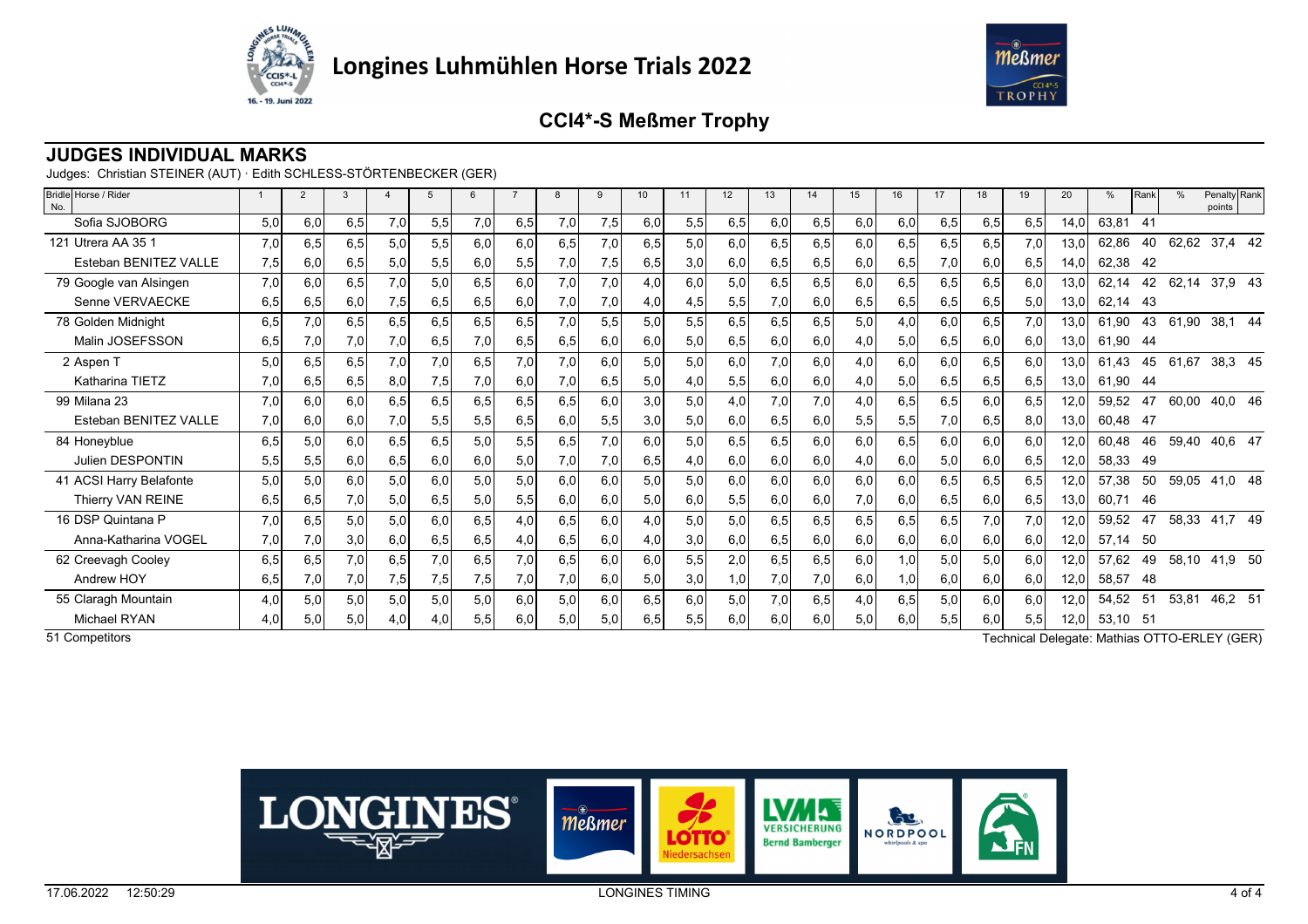# Longines Luhmühlen Horse Trials 2022

## CCI4*-S Meßmer Trophy

### JUDGES INDIVIDUAL MARKS

Judges: Christian STEINER (AUT) · Edith SCHLESS-STÖRTENBECKER (GER)

| Bridle No. | Horse / Rider | 1 | 2 | 3 | 4 | 5 | 6 | 7 | 8 | 9 | 10 | 11 | 12 | 13 | 14 | 15 | 16 | 17 | 18 | 19 | 20 | % | Rank | % | Penalty points | Rank |
|---|---|---|---|---|---|---|---|---|---|---|---|---|---|---|---|---|---|---|---|---|---|---|---|---|---|---|
| | Sofia SJOBORG | 5,0 | 6,0 | 6,5 | 7,0 | 5,5 | 7,0 | 6,5 | 7,0 | 7,5 | 6,0 | 5,5 | 6,5 | 6,0 | 6,5 | 6,0 | 6,0 | 6,5 | 6,5 | 6,5 | 14,0 | 63,81 | 41 | | | |
| 121 | Utrera AA 35 1 | 7,0 | 6,5 | 6,5 | 5,0 | 5,5 | 6,0 | 6,0 | 6,5 | 7,0 | 6,5 | 5,0 | 6,0 | 6,5 | 6,5 | 6,0 | 6,5 | 6,5 | 6,5 | 7,0 | 13,0 | 62,86 | 40 | 62,62 | 37,4 | 42 |
| | Esteban BENITEZ VALLE | 7,5 | 6,0 | 6,5 | 5,0 | 5,5 | 6,0 | 5,5 | 7,0 | 7,5 | 6,5 | 3,0 | 6,0 | 6,5 | 6,5 | 6,0 | 6,5 | 7,0 | 6,0 | 6,5 | 14,0 | 62,38 | 42 | | | |
| 79 | Google van Alsingen | 7,0 | 6,0 | 6,5 | 7,0 | 5,0 | 6,5 | 6,0 | 7,0 | 7,0 | 4,0 | 6,0 | 5,0 | 6,5 | 6,5 | 6,0 | 6,5 | 6,5 | 6,5 | 6,0 | 13,0 | 62,14 | 42 | 62,14 | 37,9 | 43 |
| | Senne VERVAECKE | 6,5 | 6,5 | 6,0 | 7,5 | 6,5 | 6,5 | 6,0 | 7,0 | 7,0 | 4,0 | 4,5 | 5,5 | 7,0 | 6,0 | 6,5 | 6,5 | 6,5 | 6,5 | 5,0 | 13,0 | 62,14 | 43 | | | |
| 78 | Golden Midnight | 6,5 | 7,0 | 6,5 | 6,5 | 6,5 | 6,5 | 6,5 | 7,0 | 5,5 | 5,0 | 5,5 | 6,5 | 6,5 | 6,5 | 5,0 | 4,0 | 6,0 | 6,5 | 7,0 | 13,0 | 61,90 | 43 | 61,90 | 38,1 | 44 |
| | Malin JOSEFSSON | 6,5 | 7,0 | 7,0 | 7,0 | 6,5 | 7,0 | 6,5 | 6,5 | 6,0 | 6,0 | 5,0 | 6,5 | 6,0 | 6,0 | 4,0 | 5,0 | 6,5 | 6,0 | 6,0 | 13,0 | 61,90 | 44 | | | |
| 2 | Aspen T | 5,0 | 6,5 | 6,5 | 7,0 | 7,0 | 6,5 | 7,0 | 7,0 | 6,0 | 5,0 | 5,0 | 6,0 | 7,0 | 6,0 | 4,0 | 6,0 | 6,0 | 6,5 | 6,0 | 13,0 | 61,43 | 45 | 61,67 | 38,3 | 45 |
| | Katharina TIETZ | 7,0 | 6,5 | 6,5 | 8,0 | 7,5 | 7,0 | 6,0 | 7,0 | 6,5 | 5,0 | 4,0 | 5,5 | 6,0 | 6,0 | 4,0 | 5,0 | 6,5 | 6,5 | 6,5 | 13,0 | 61,90 | 44 | | | |
| 99 | Milana 23 | 7,0 | 6,0 | 6,0 | 6,5 | 6,5 | 6,5 | 6,5 | 6,5 | 6,0 | 3,0 | 5,0 | 4,0 | 7,0 | 7,0 | 4,0 | 6,5 | 6,5 | 6,0 | 6,5 | 12,0 | 59,52 | 47 | 60,00 | 40,0 | 46 |
| | Esteban BENITEZ VALLE | 7,0 | 6,0 | 6,0 | 7,0 | 5,5 | 5,5 | 6,5 | 6,0 | 5,5 | 3,0 | 5,0 | 6,0 | 6,5 | 6,0 | 5,5 | 5,5 | 7,0 | 6,5 | 8,0 | 13,0 | 60,48 | 47 | | | |
| 84 | Honeyblue | 6,5 | 5,0 | 6,0 | 6,5 | 6,5 | 5,0 | 5,5 | 6,5 | 7,0 | 6,0 | 5,0 | 6,5 | 6,5 | 6,0 | 6,0 | 6,5 | 6,0 | 6,0 | 6,0 | 12,0 | 60,48 | 46 | 59,40 | 40,6 | 47 |
| | Julien DESPONTIN | 5,5 | 5,5 | 6,0 | 6,5 | 6,0 | 6,0 | 5,0 | 7,0 | 7,0 | 6,5 | 4,0 | 6,0 | 6,0 | 6,0 | 4,0 | 6,0 | 5,0 | 6,0 | 6,5 | 12,0 | 58,33 | 49 | | | |
| 41 | ACSI Harry Belafonte | 5,0 | 5,0 | 6,0 | 5,0 | 6,0 | 5,0 | 5,0 | 6,0 | 6,0 | 5,0 | 5,0 | 6,0 | 6,0 | 6,0 | 6,0 | 6,0 | 6,5 | 6,5 | 6,5 | 12,0 | 57,38 | 50 | 59,05 | 41,0 | 48 |
| | Thierry VAN REINE | 6,5 | 6,5 | 7,0 | 5,0 | 6,5 | 5,0 | 5,5 | 6,0 | 6,0 | 5,0 | 6,0 | 5,5 | 6,0 | 6,0 | 7,0 | 6,0 | 6,5 | 6,0 | 6,5 | 13,0 | 60,71 | 46 | | | |
| 16 | DSP Quintana P | 7,0 | 6,5 | 5,0 | 5,0 | 6,0 | 6,5 | 4,0 | 6,5 | 6,0 | 4,0 | 5,0 | 5,0 | 6,5 | 6,5 | 6,5 | 6,5 | 6,5 | 7,0 | 7,0 | 12,0 | 59,52 | 47 | 58,33 | 41,7 | 49 |
| | Anna-Katharina VOGEL | 7,0 | 7,0 | 3,0 | 6,0 | 6,5 | 6,5 | 4,0 | 6,5 | 6,0 | 4,0 | 3,0 | 6,0 | 6,5 | 6,0 | 6,0 | 6,0 | 6,0 | 6,0 | 6,0 | 12,0 | 57,14 | 50 | | | |
| 62 | Creevagh Cooley | 6,5 | 6,5 | 7,0 | 6,5 | 7,0 | 6,5 | 7,0 | 6,5 | 6,0 | 6,0 | 5,5 | 2,0 | 6,5 | 6,5 | 6,0 | 1,0 | 5,0 | 5,0 | 6,0 | 12,0 | 57,62 | 49 | 58,10 | 41,9 | 50 |
| | Andrew HOY | 6,5 | 7,0 | 7,0 | 7,5 | 7,5 | 7,5 | 7,0 | 7,0 | 6,0 | 5,0 | 3,0 | 1,0 | 7,0 | 7,0 | 6,0 | 1,0 | 6,0 | 6,0 | 6,0 | 12,0 | 58,57 | 48 | | | |
| 55 | Claragh Mountain | 4,0 | 5,0 | 5,0 | 5,0 | 5,0 | 5,0 | 6,0 | 5,0 | 6,0 | 6,5 | 6,0 | 5,0 | 7,0 | 6,5 | 4,0 | 6,5 | 5,0 | 6,0 | 6,0 | 12,0 | 54,52 | 51 | 53,81 | 46,2 | 51 |
| | Michael RYAN | 4,0 | 5,0 | 5,0 | 4,0 | 4,0 | 5,5 | 6,0 | 5,0 | 5,0 | 6,5 | 5,5 | 6,0 | 6,0 | 6,0 | 5,0 | 6,0 | 5,5 | 6,0 | 5,5 | 12,0 | 53,10 | 51 | | | |

51 Competitors

Technical Delegate: Mathias OTTO-ERLEY (GER)

17.06.2022 12:50:29 LONGINES TIMING